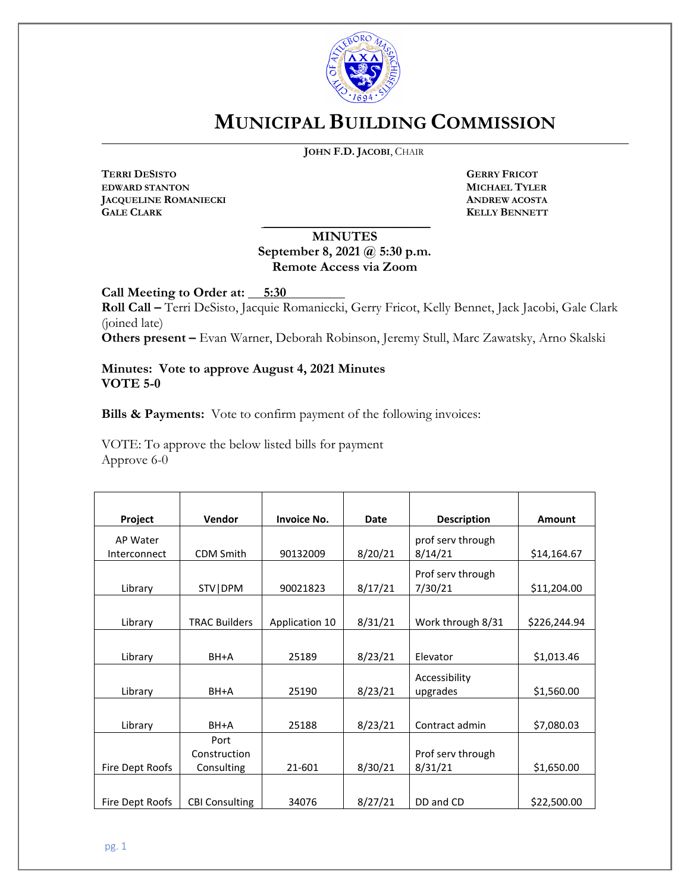# MUNICIPAL BUILDING COMMISSION

**JOHN F.D. JACOBI**, CHAIR

**TERRI DESISTO**
**EDWARD STANTON**
**JACQUELINE ROMANIECKI**
**GALE CLARK**

**GERRY FRICOT**
**MICHAEL TYLER**
**ANDREW ACOSTA**
**KELLY BENNETT**

**MINUTES**
**September 8, 2021 @ 5:30 p.m.**
**Remote Access via Zoom**

**Call Meeting to Order at:** 5:30
**Roll Call –** Terri DeSisto, Jacquie Romaniecki, Gerry Fricot, Kelly Bennet, Jack Jacobi, Gale Clark (joined late)
**Others present –** Evan Warner, Deborah Robinson, Jeremy Stull, Marc Zawatsky, Arno Skalski

**Minutes: Vote to approve August 4, 2021 Minutes**
**VOTE 5-0**

**Bills & Payments:** Vote to confirm payment of the following invoices:

VOTE: To approve the below listed bills for payment
Approve 6-0

| Project | Vendor | Invoice No. | Date | Description | Amount |
|---|---|---|---|---|---|
| AP Water Interconnect | CDM Smith | 90132009 | 8/20/21 | prof serv through 8/14/21 | $14,164.67 |
| Library | STV\|DPM | 90021823 | 8/17/21 | Prof serv through 7/30/21 | $11,204.00 |
| Library | TRAC Builders | Application 10 | 8/31/21 | Work through 8/31 | $226,244.94 |
| Library | BH+A | 25189 | 8/23/21 | Elevator | $1,013.46 |
| Library | BH+A | 25190 | 8/23/21 | Accessibility upgrades | $1,560.00 |
| Library | BH+A | 25188 | 8/23/21 | Contract admin | $7,080.03 |
| Fire Dept Roofs | Port Construction Consulting | 21-601 | 8/30/21 | Prof serv through 8/31/21 | $1,650.00 |
| Fire Dept Roofs | CBI Consulting | 34076 | 8/27/21 | DD and CD | $22,500.00 |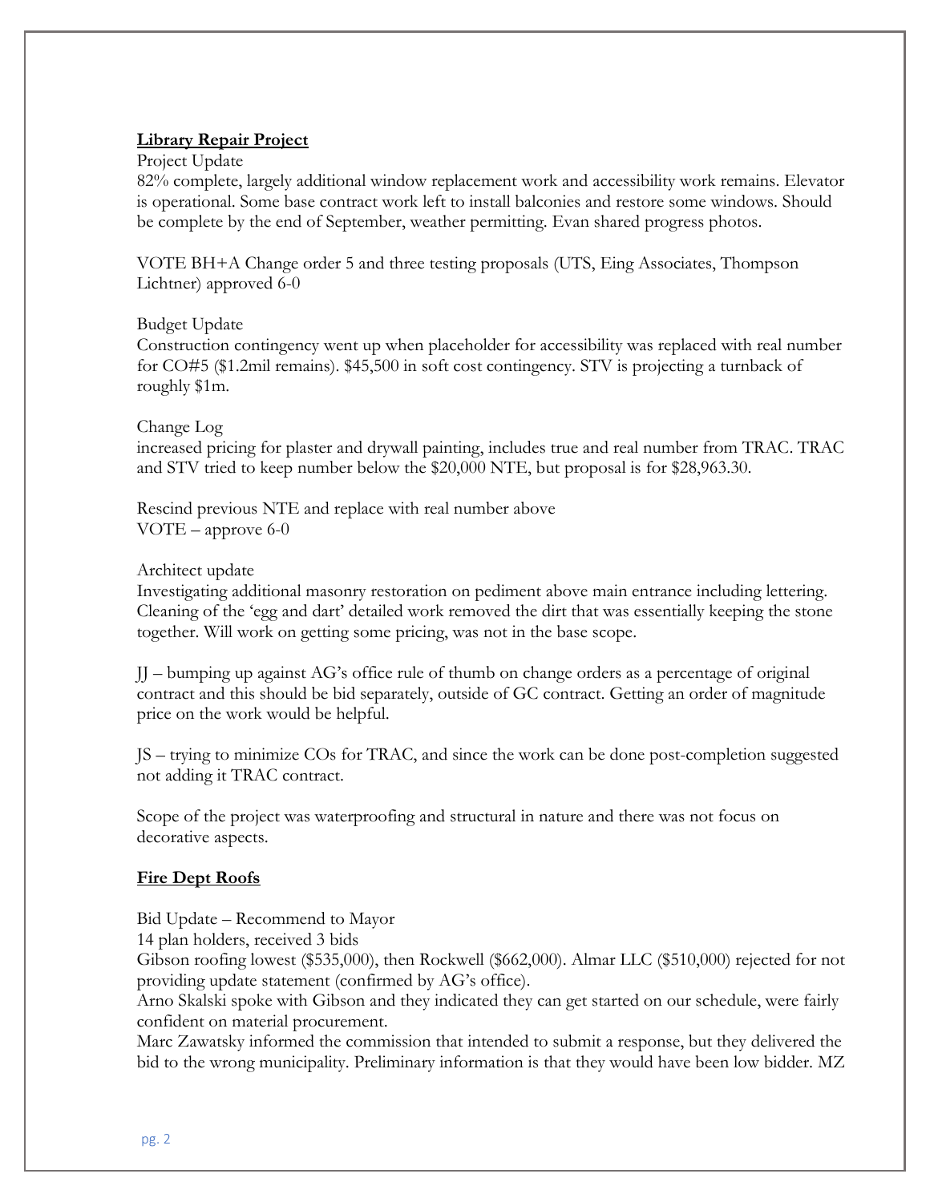**Library Repair Project**

Project Update

82% complete, largely additional window replacement work and accessibility work remains. Elevator is operational. Some base contract work left to install balconies and restore some windows. Should be complete by the end of September, weather permitting. Evan shared progress photos.

VOTE BH+A Change order 5 and three testing proposals (UTS, Eing Associates, Thompson Lichtner) approved 6-0

Budget Update

Construction contingency went up when placeholder for accessibility was replaced with real number for CO#5 ($1.2mil remains). $45,500 in soft cost contingency. STV is projecting a turnback of roughly $1m.

Change Log

increased pricing for plaster and drywall painting, includes true and real number from TRAC. TRAC and STV tried to keep number below the $20,000 NTE, but proposal is for $28,963.30.

Rescind previous NTE and replace with real number above

VOTE – approve 6-0

Architect update

Investigating additional masonry restoration on pediment above main entrance including lettering. Cleaning of the 'egg and dart' detailed work removed the dirt that was essentially keeping the stone together. Will work on getting some pricing, was not in the base scope.

JJ – bumping up against AG's office rule of thumb on change orders as a percentage of original contract and this should be bid separately, outside of GC contract. Getting an order of magnitude price on the work would be helpful.

JS – trying to minimize COs for TRAC, and since the work can be done post-completion suggested not adding it TRAC contract.

Scope of the project was waterproofing and structural in nature and there was not focus on decorative aspects.

**Fire Dept Roofs**

Bid Update – Recommend to Mayor

14 plan holders, received 3 bids

Gibson roofing lowest ($535,000), then Rockwell ($662,000). Almar LLC ($510,000) rejected for not providing update statement (confirmed by AG's office).

Arno Skalski spoke with Gibson and they indicated they can get started on our schedule, were fairly confident on material procurement.

Marc Zawatsky informed the commission that intended to submit a response, but they delivered the bid to the wrong municipality. Preliminary information is that they would have been low bidder. MZ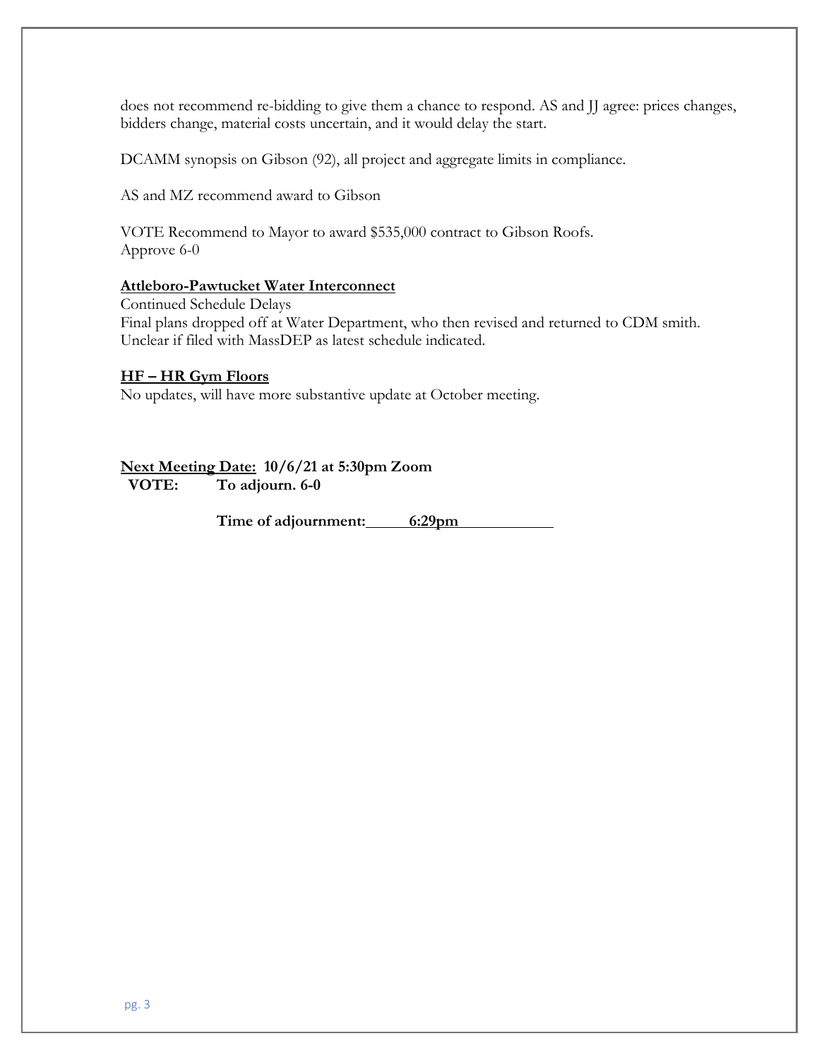does not recommend re-bidding to give them a chance to respond. AS and JJ agree: prices changes, bidders change, material costs uncertain, and it would delay the start.

DCAMM synopsis on Gibson (92), all project and aggregate limits in compliance.

AS and MZ recommend award to Gibson

VOTE Recommend to Mayor to award $535,000 contract to Gibson Roofs.
Approve 6-0

**Attleboro-Pawtucket Water Interconnect**

Continued Schedule Delays
Final plans dropped off at Water Department, who then revised and returned to CDM smith. Unclear if filed with MassDEP as latest schedule indicated.

**HF – HR Gym Floors**

No updates, will have more substantive update at October meeting.

**Next Meeting Date: 10/6/21 at 5:30pm Zoom**
**VOTE: To adjourn. 6-0**

**Time of adjournment: 6:29pm**